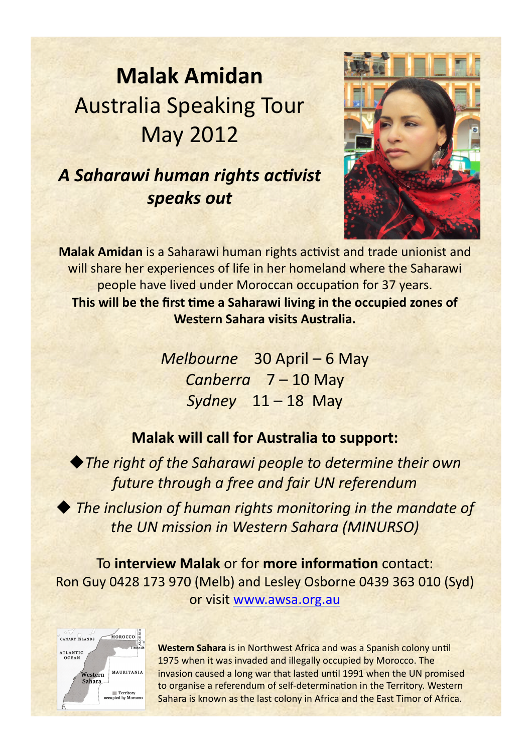# Malak Amidan

## Australia Speaking Tour
## May 2012

### *A Saharawi human rights activist speaks out*

**Malak Amidan** is a Saharawi human rights activist and trade unionist and will share her experiences of life in her homeland where the Saharawi people have lived under Moroccan occupation for 37 years.

**This will be the first time a Saharawi living in the occupied zones of Western Sahara visits Australia.**

*Melbourne* 30 April – 6 May
*Canberra* 7 – 10 May
*Sydney* 11 – 18 May

### Malak will call for Australia to support:

◆ *The right of the Saharawi people to determine their own future through a free and fair UN referendum*

◆ *The inclusion of human rights monitoring in the mandate of the UN mission in Western Sahara (MINURSO)*

To **interview Malak** or for **more information** contact:
Ron Guy 0428 173 970 (Melb) and Lesley Osborne 0439 363 010 (Syd)
or visit [www.awsa.org.au](http://www.awsa.org.au)

**Western Sahara** is in Northwest Africa and was a Spanish colony until 1975 when it was invaded and illegally occupied by Morocco. The invasion caused a long war that lasted until 1991 when the UN promised to organise a referendum of self-determination in the Territory. Western Sahara is known as the last colony in Africa and the East Timor of Africa.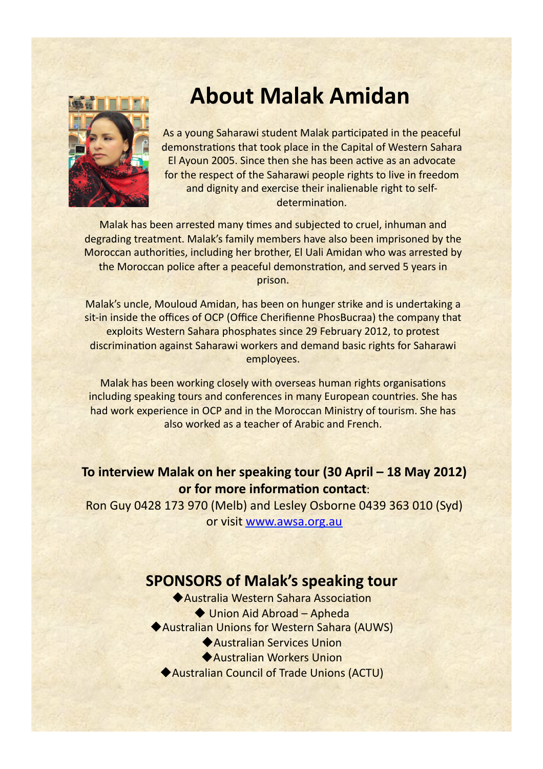# About Malak Amidan

As a young Saharawi student Malak participated in the peaceful demonstrations that took place in the Capital of Western Sahara El Ayoun 2005. Since then she has been active as an advocate for the respect of the Saharawi people rights to live in freedom and dignity and exercise their inalienable right to self-determination.

Malak has been arrested many times and subjected to cruel, inhuman and degrading treatment. Malak's family members have also been imprisoned by the Moroccan authorities, including her brother, El Uali Amidan who was arrested by the Moroccan police after a peaceful demonstration, and served 5 years in prison.

Malak's uncle, Mouloud Amidan, has been on hunger strike and is undertaking a sit-in inside the offices of OCP (Office Cherifienne PhosBucraa) the company that exploits Western Sahara phosphates since 29 February 2012, to protest discrimination against Saharawi workers and demand basic rights for Saharawi employees.

Malak has been working closely with overseas human rights organisations including speaking tours and conferences in many European countries. She has had work experience in OCP and in the Moroccan Ministry of tourism. She has also worked as a teacher of Arabic and French.

**To interview Malak on her speaking tour (30 April – 18 May 2012) or for more information contact**:

Ron Guy 0428 173 970 (Melb) and Lesley Osborne 0439 363 010 (Syd)
or visit www.awsa.org.au

## SPONSORS of Malak's speaking tour

◆Australia Western Sahara Association
◆ Union Aid Abroad – Apheda
◆Australian Unions for Western Sahara (AUWS)
◆Australian Services Union
◆Australian Workers Union
◆Australian Council of Trade Unions (ACTU)